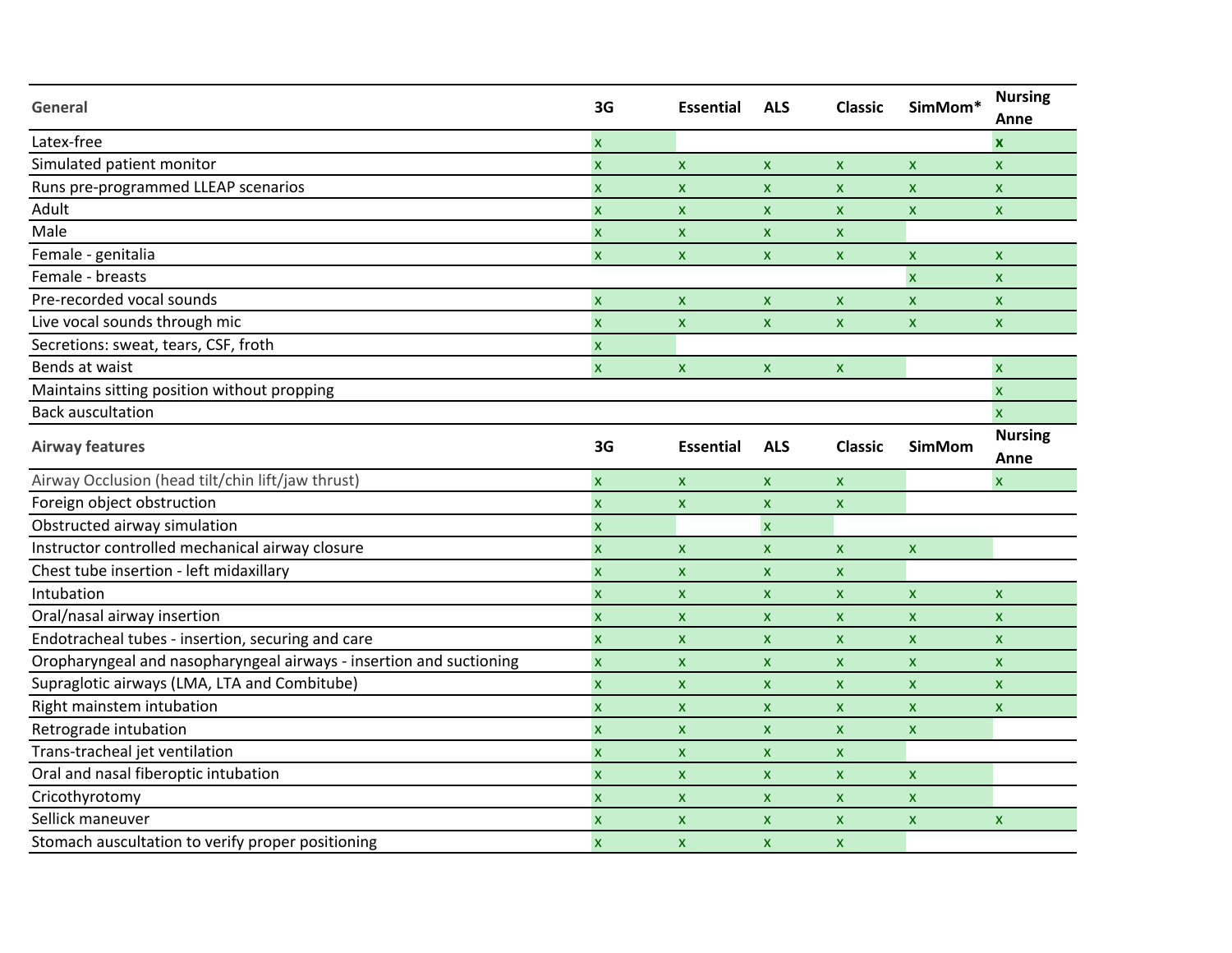| General | 3G | Essential | ALS | Classic | SimMom* | Nursing Anne |
|---|---|---|---|---|---|---|
| Latex-free | x | | | | | x |
| Simulated patient monitor | x | x | x | x | x | x |
| Runs pre-programmed LLEAP scenarios | x | x | x | x | x | x |
| Adult | x | x | x | x | x | x |
| Male | x | x | x | x | | |
| Female - genitalia | x | x | x | x | x | x |
| Female - breasts | | | | | x | x |
| Pre-recorded vocal sounds | x | x | x | x | x | x |
| Live vocal sounds through mic | x | x | x | x | x | x |
| Secretions: sweat, tears, CSF, froth | x | | | | | |
| Bends at waist | x | x | x | x | | x |
| Maintains sitting position without propping | | | | | | x |
| Back auscultation | | | | | | x |
| **Airway features** | **3G** | **Essential** | **ALS** | **Classic** | **SimMom** | **Nursing Anne** |
| Airway Occlusion (head tilt/chin lift/jaw thrust) | x | x | x | x | | x |
| Foreign object obstruction | x | x | x | x | | |
| Obstructed airway simulation | x | | x | | | |
| Instructor controlled mechanical airway closure | x | x | x | x | x | |
| Chest tube insertion - left midaxillary | x | x | x | x | | |
| Intubation | x | x | x | x | x | x |
| Oral/nasal airway insertion | x | x | x | x | x | x |
| Endotracheal tubes - insertion, securing and care | x | x | x | x | x | x |
| Oropharyngeal and nasopharyngeal airways - insertion and suctioning | x | x | x | x | x | x |
| Supraglotic airways (LMA, LTA and Combitube) | x | x | x | x | x | x |
| Right mainstem intubation | x | x | x | x | x | x |
| Retrograde intubation | x | x | x | x | x | |
| Trans-tracheal jet ventilation | x | x | x | x | | |
| Oral and nasal fiberoptic intubation | x | x | x | x | x | |
| Cricothyrotomy | x | x | x | x | x | |
| Sellick maneuver | x | x | x | x | x | x |
| Stomach auscultation to verify proper positioning | x | x | x | x | | |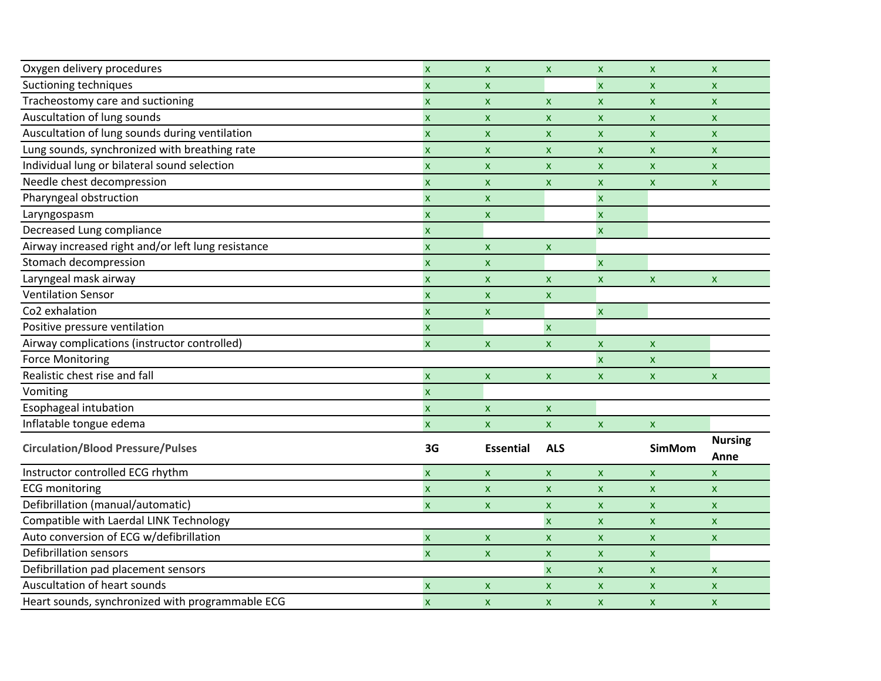| | | | | | | |
|---|---|---|---|---|---|---|
| Oxygen delivery procedures | x | x | x | x | x | x |
| Suctioning techniques | x | x | | x | x | x |
| Tracheostomy care and suctioning | x | x | x | x | x | x |
| Auscultation of lung sounds | x | x | x | x | x | x |
| Auscultation of lung sounds during ventilation | x | x | x | x | x | x |
| Lung sounds, synchronized with breathing rate | x | x | x | x | x | x |
| Individual lung or bilateral sound selection | x | x | x | x | x | x |
| Needle chest decompression | x | x | x | x | x | x |
| Pharyngeal obstruction | x | x | | x | | |
| Laryngospasm | x | x | | x | | |
| Decreased Lung compliance | x | | | x | | |
| Airway increased right and/or left lung resistance | x | x | x | | | |
| Stomach decompression | x | x | | x | | |
| Laryngeal mask airway | x | x | x | x | x | x |
| Ventilation Sensor | x | x | x | | | |
| Co2 exhalation | x | x | | x | | |
| Positive pressure ventilation | x | | x | | | |
| Airway complications (instructor controlled) | x | x | x | x | x | |
| Force Monitoring | | | | x | x | |
| Realistic chest rise and fall | x | x | x | x | x | x |
| Vomiting | x | | | | | |
| Esophageal intubation | x | x | x | | | |
| Inflatable tongue edema | x | x | x | x | x | |
| **Circulation/Blood Pressure/Pulses** | **3G** | **Essential** | **ALS** | | **SimMom** | **Nursing Anne** |
| Instructor controlled ECG rhythm | x | x | x | x | x | x |
| ECG monitoring | x | x | x | x | x | x |
| Defibrillation (manual/automatic) | x | x | x | x | x | x |
| Compatible with Laerdal LINK Technology | | | x | x | x | x |
| Auto conversion of ECG w/defibrillation | x | x | x | x | x | x |
| Defibrillation sensors | x | x | x | x | x | |
| Defibrillation pad placement sensors | | | x | x | x | x |
| Auscultation of heart sounds | x | x | x | x | x | x |
| Heart sounds, synchronized with programmable ECG | x | x | x | x | x | x |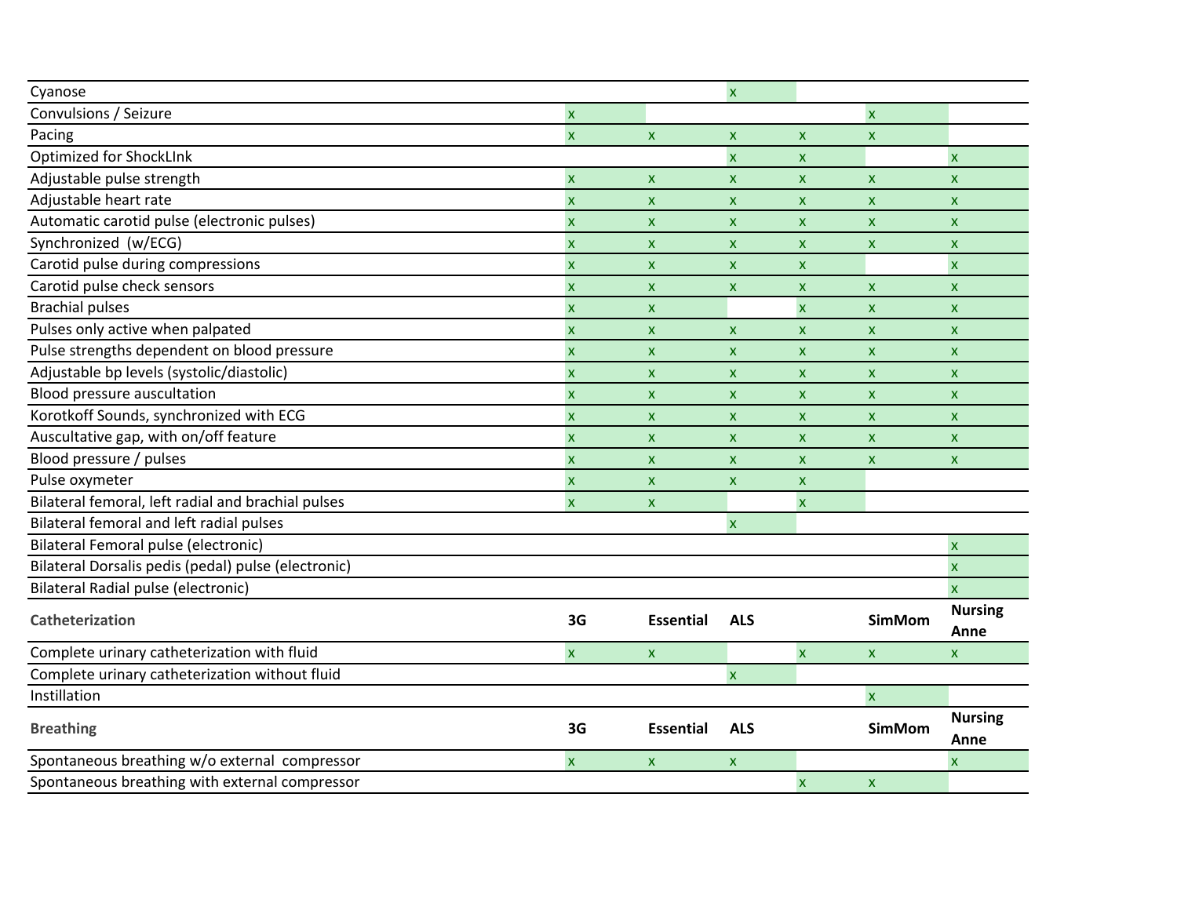| | | | | | | |
|---|---|---|---|---|---|---|
| Cyanose | | | x | | | |
| Convulsions / Seizure | x | | | | x | |
| Pacing | x | x | x | x | x | |
| Optimized for ShockLInk | | | x | x | | x |
| Adjustable pulse strength | x | x | x | x | x | x |
| Adjustable heart rate | x | x | x | x | x | x |
| Automatic carotid pulse (electronic pulses) | x | x | x | x | x | x |
| Synchronized (w/ECG) | x | x | x | x | x | x |
| Carotid pulse during compressions | x | x | x | x | | x |
| Carotid pulse check sensors | x | x | x | x | x | x |
| Brachial pulses | x | x | | x | x | x |
| Pulses only active when palpated | x | x | x | x | x | x |
| Pulse strengths dependent on blood pressure | x | x | x | x | x | x |
| Adjustable bp levels (systolic/diastolic) | x | x | x | x | x | x |
| Blood pressure auscultation | x | x | x | x | x | x |
| Korotkoff Sounds, synchronized with ECG | x | x | x | x | x | x |
| Auscultative gap, with on/off feature | x | x | x | x | x | x |
| Blood pressure / pulses | x | x | x | x | x | x |
| Pulse oxymeter | x | x | x | x | | |
| Bilateral femoral, left radial and brachial pulses | x | x | | x | | |
| Bilateral femoral and left radial pulses | | | x | | | |
| Bilateral Femoral pulse (electronic) | | | | | | x |
| Bilateral Dorsalis pedis (pedal) pulse (electronic) | | | | | | x |
| Bilateral Radial pulse (electronic) | | | | | | x |
| **Catheterization** | **3G** | **Essential** | **ALS** | | **SimMom** | **Nursing Anne** |
| Complete urinary catheterization with fluid | x | x | | x | x | x |
| Complete urinary catheterization without fluid | | | x | | | |
| Instillation | | | | | x | |
| **Breathing** | **3G** | **Essential** | **ALS** | | **SimMom** | **Nursing Anne** |
| Spontaneous breathing w/o external compressor | x | x | x | | | x |
| Spontaneous breathing with external compressor | | | | x | x | |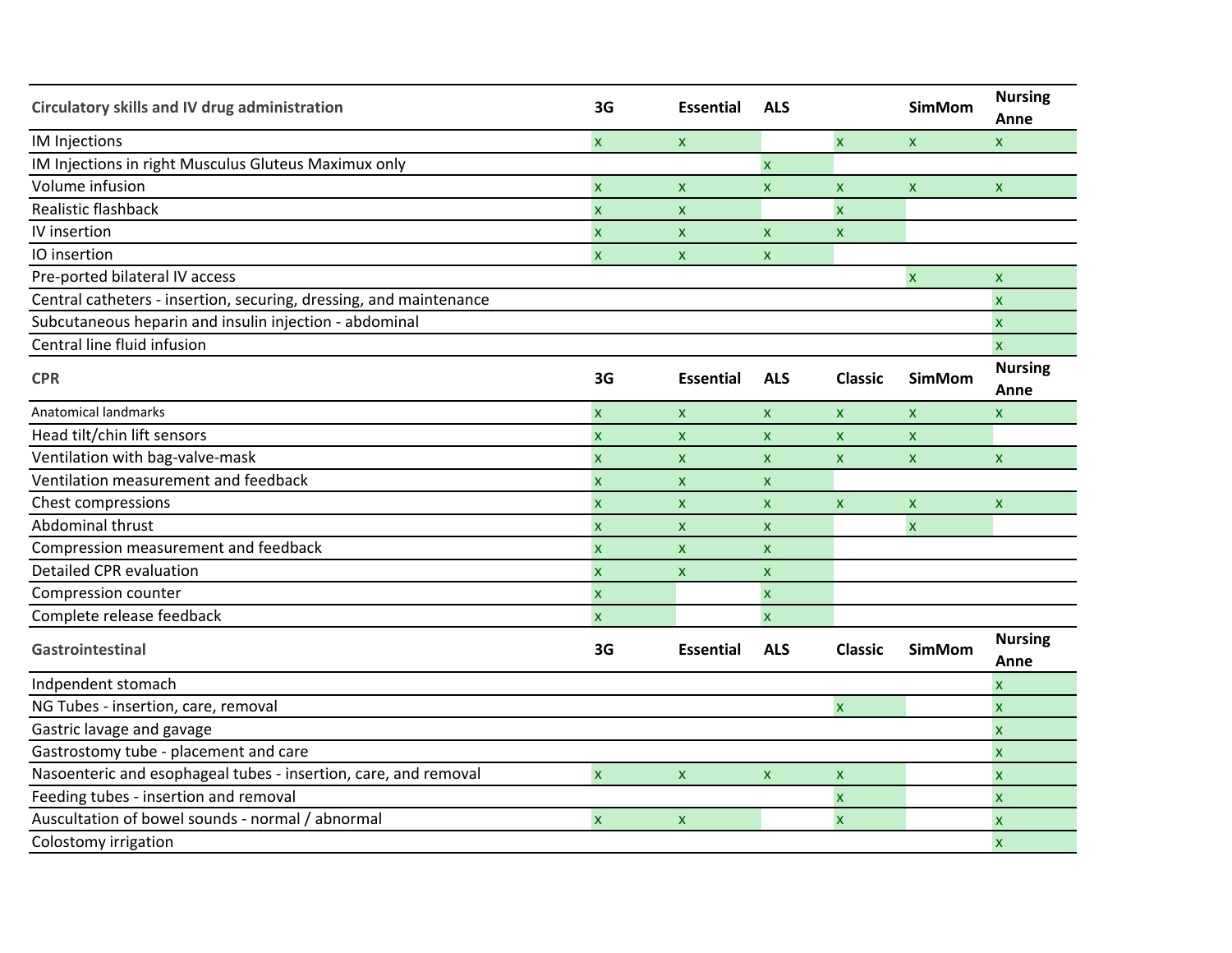| Circulatory skills and IV drug administration | 3G | Essential | ALS | | SimMom | Nursing Anne |
|---|---|---|---|---|---|---|
| IM Injections | x | x | | x | x | x |
| IM Injections in right Musculus Gluteus Maximux only | | | x | | | |
| Volume infusion | x | x | x | x | x | x |
| Realistic flashback | x | x | | x | | |
| IV insertion | x | x | x | x | | |
| IO insertion | x | x | x | | | |
| Pre-ported bilateral IV access | | | | | x | x |
| Central catheters - insertion, securing, dressing, and maintenance | | | | | | x |
| Subcutaneous heparin and insulin injection - abdominal | | | | | | x |
| Central line fluid infusion | | | | | | x |

| CPR | 3G | Essential | ALS | Classic | SimMom | Nursing Anne |
|---|---|---|---|---|---|---|
| Anatomical landmarks | x | x | x | x | x | x |
| Head tilt/chin lift sensors | x | x | x | x | x | |
| Ventilation with bag-valve-mask | x | x | x | x | x | x |
| Ventilation measurement and feedback | x | x | x | | | |
| Chest compressions | x | x | x | x | x | x |
| Abdominal thrust | x | x | x | | x | |
| Compression measurement and feedback | x | x | x | | | |
| Detailed CPR evaluation | x | x | x | | | |
| Compression counter | x | | x | | | |
| Complete release feedback | x | | x | | | |

| Gastrointestinal | 3G | Essential | ALS | Classic | SimMom | Nursing Anne |
|---|---|---|---|---|---|---|
| Indpendent stomach | | | | | | x |
| NG Tubes - insertion, care, removal | | | | x | | x |
| Gastric lavage and gavage | | | | | | x |
| Gastrostomy tube - placement and care | | | | | | x |
| Nasoenteric and esophageal tubes - insertion, care, and removal | x | x | x | x | | x |
| Feeding tubes - insertion and removal | | | | x | | x |
| Auscultation of bowel sounds - normal / abnormal | x | x | | x | | x |
| Colostomy irrigation | | | | | | x |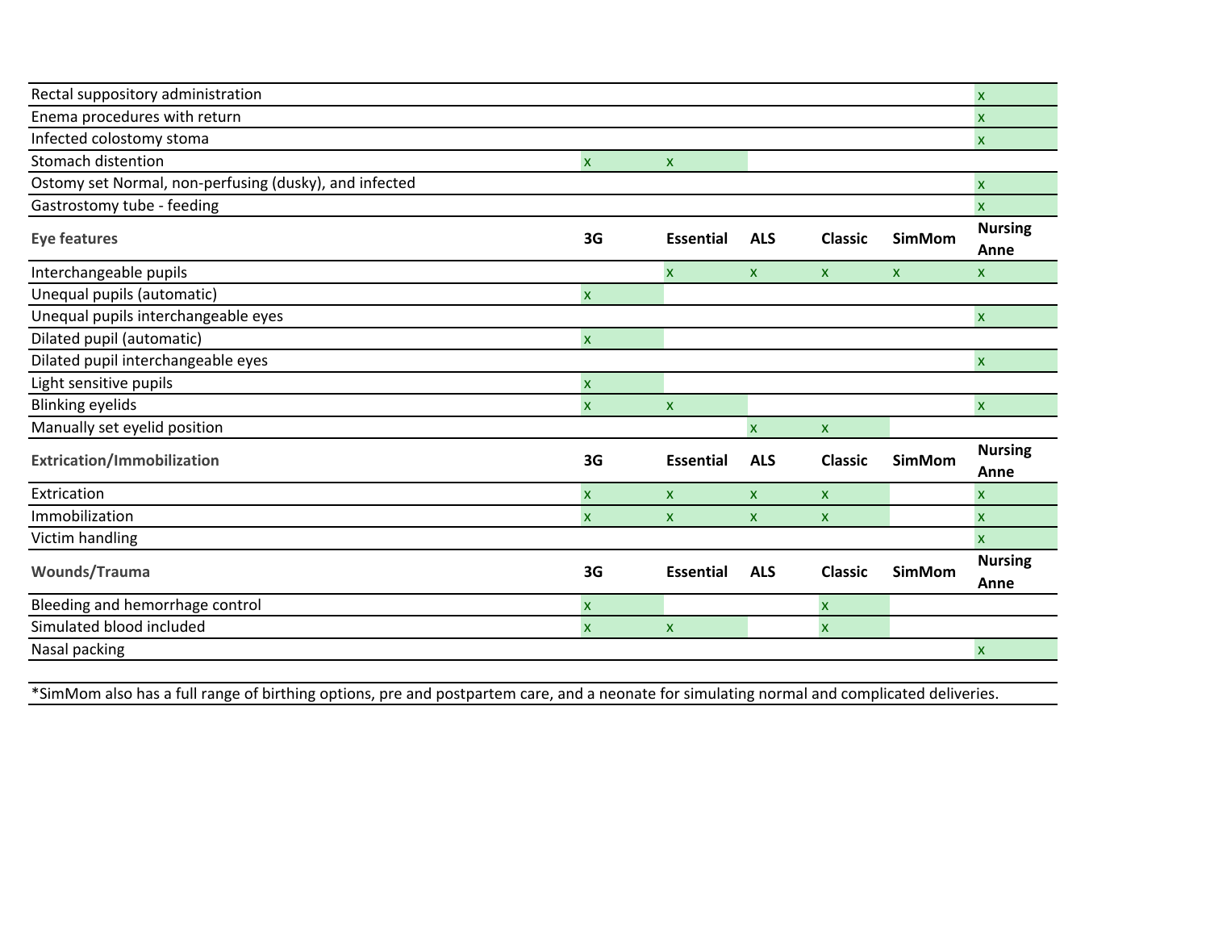| | 3G | Essential | ALS | Classic | SimMom | Nursing Anne |
|---|---|---|---|---|---|---|
| Rectal suppository administration | | | | | | x |
| Enema procedures with return | | | | | | x |
| Infected colostomy stoma | | | | | | x |
| Stomach distention | x | x | | | | |
| Ostomy set Normal, non-perfusing (dusky), and infected | | | | | | x |
| Gastrostomy tube - feeding | | | | | | x |
| **Eye features** | **3G** | **Essential** | **ALS** | **Classic** | **SimMom** | **Nursing Anne** |
| Interchangeable pupils | | x | x | x | x | x |
| Unequal pupils (automatic) | x | | | | | |
| Unequal pupils interchangeable eyes | | | | | | x |
| Dilated pupil (automatic) | x | | | | | |
| Dilated pupil interchangeable eyes | | | | | | x |
| Light sensitive pupils | x | | | | | |
| Blinking eyelids | x | x | | | | x |
| Manually set eyelid position | | | x | x | | |
| **Extrication/Immobilization** | **3G** | **Essential** | **ALS** | **Classic** | **SimMom** | **Nursing Anne** |
| Extrication | x | x | x | x | | x |
| Immobilization | x | x | x | x | | x |
| Victim handling | | | | | | x |
| **Wounds/Trauma** | **3G** | **Essential** | **ALS** | **Classic** | **SimMom** | **Nursing Anne** |
| Bleeding and hemorrhage control | x | | | x | | |
| Simulated blood included | x | x | | x | | |
| Nasal packing | | | | | | x |

*SimMom also has a full range of birthing options, pre and postpartem care, and a neonate for simulating normal and complicated deliveries.